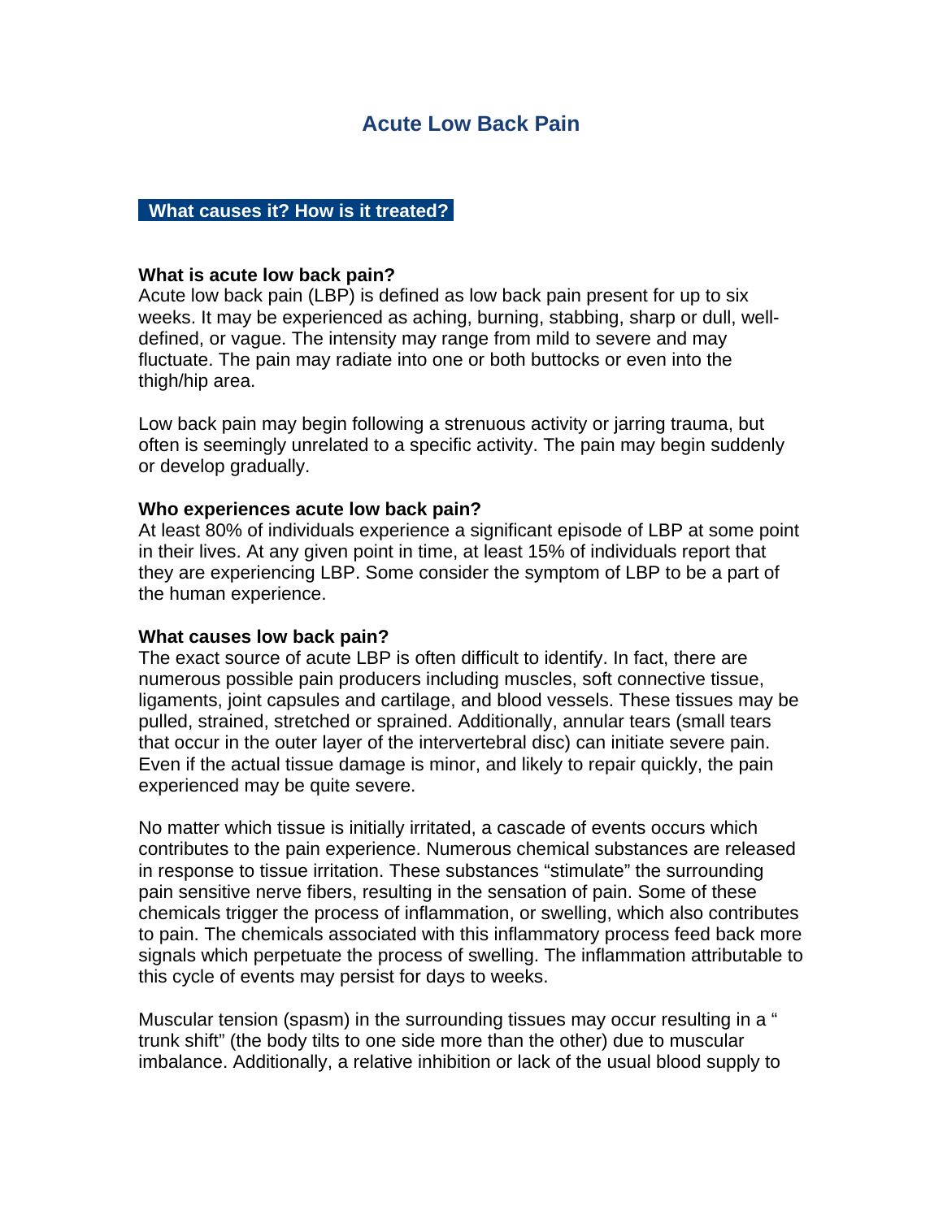# Acute Low Back Pain

## What causes it? How is it treated?

### What is acute low back pain?

Acute low back pain (LBP) is defined as low back pain present for up to six weeks. It may be experienced as aching, burning, stabbing, sharp or dull, well-defined, or vague. The intensity may range from mild to severe and may fluctuate. The pain may radiate into one or both buttocks or even into the thigh/hip area.

Low back pain may begin following a strenuous activity or jarring trauma, but often is seemingly unrelated to a specific activity. The pain may begin suddenly or develop gradually.

### Who experiences acute low back pain?

At least 80% of individuals experience a significant episode of LBP at some point in their lives. At any given point in time, at least 15% of individuals report that they are experiencing LBP. Some consider the symptom of LBP to be a part of the human experience.

### What causes low back pain?

The exact source of acute LBP is often difficult to identify. In fact, there are numerous possible pain producers including muscles, soft connective tissue, ligaments, joint capsules and cartilage, and blood vessels. These tissues may be pulled, strained, stretched or sprained. Additionally, annular tears (small tears that occur in the outer layer of the intervertebral disc) can initiate severe pain. Even if the actual tissue damage is minor, and likely to repair quickly, the pain experienced may be quite severe.

No matter which tissue is initially irritated, a cascade of events occurs which contributes to the pain experience. Numerous chemical substances are released in response to tissue irritation. These substances "stimulate" the surrounding pain sensitive nerve fibers, resulting in the sensation of pain. Some of these chemicals trigger the process of inflammation, or swelling, which also contributes to pain. The chemicals associated with this inflammatory process feed back more signals which perpetuate the process of swelling. The inflammation attributable to this cycle of events may persist for days to weeks.

Muscular tension (spasm) in the surrounding tissues may occur resulting in a " trunk shift" (the body tilts to one side more than the other) due to muscular imbalance. Additionally, a relative inhibition or lack of the usual blood supply to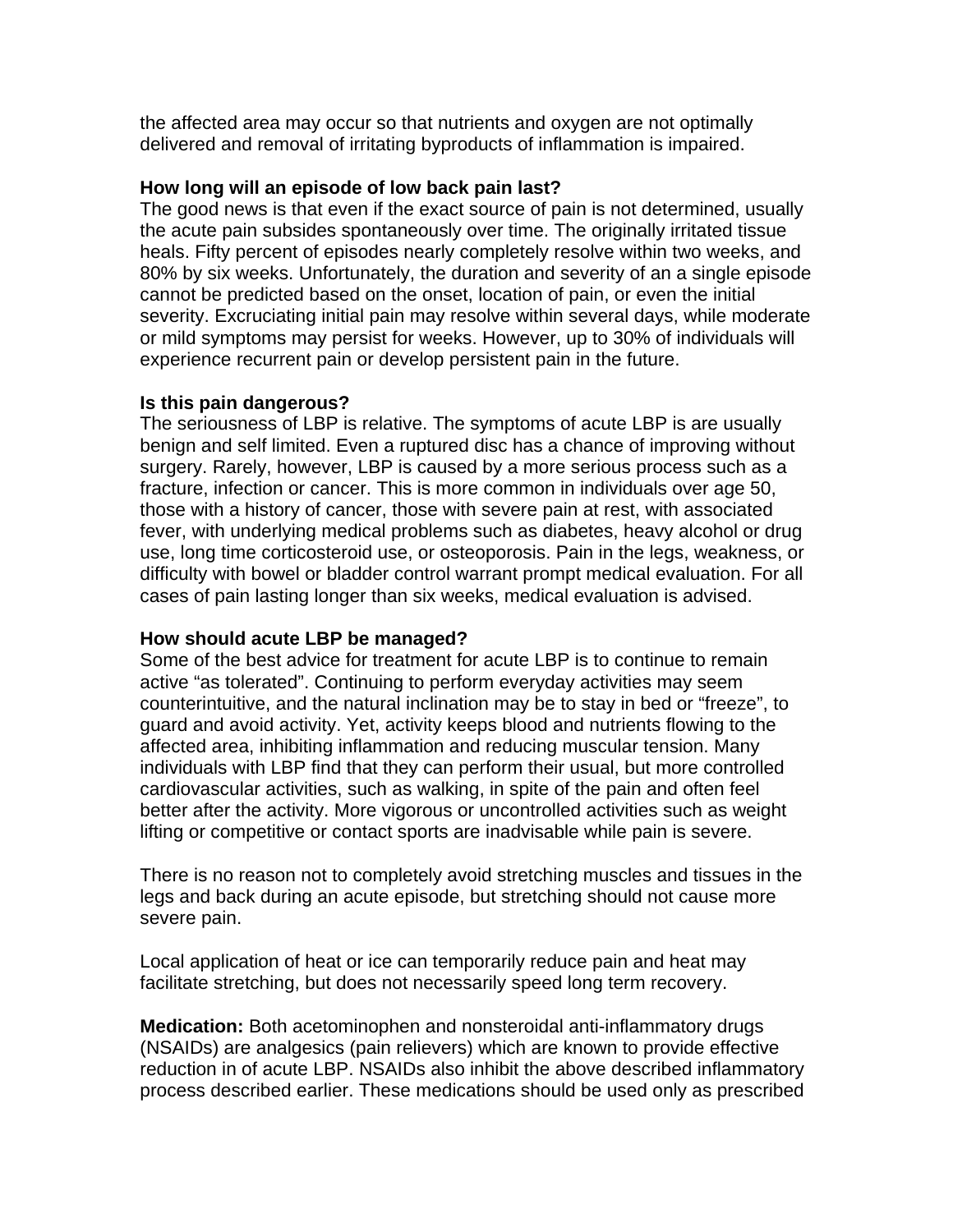the affected area may occur so that nutrients and oxygen are not optimally delivered and removal of irritating byproducts of inflammation is impaired.

**How long will an episode of low back pain last?**

The good news is that even if the exact source of pain is not determined, usually the acute pain subsides spontaneously over time. The originally irritated tissue heals. Fifty percent of episodes nearly completely resolve within two weeks, and 80% by six weeks. Unfortunately, the duration and severity of an a single episode cannot be predicted based on the onset, location of pain, or even the initial severity. Excruciating initial pain may resolve within several days, while moderate or mild symptoms may persist for weeks. However, up to 30% of individuals will experience recurrent pain or develop persistent pain in the future.

**Is this pain dangerous?**

The seriousness of LBP is relative. The symptoms of acute LBP is are usually benign and self limited. Even a ruptured disc has a chance of improving without surgery. Rarely, however, LBP is caused by a more serious process such as a fracture, infection or cancer. This is more common in individuals over age 50, those with a history of cancer, those with severe pain at rest, with associated fever, with underlying medical problems such as diabetes, heavy alcohol or drug use, long time corticosteroid use, or osteoporosis. Pain in the legs, weakness, or difficulty with bowel or bladder control warrant prompt medical evaluation. For all cases of pain lasting longer than six weeks, medical evaluation is advised.

**How should acute LBP be managed?**

Some of the best advice for treatment for acute LBP is to continue to remain active “as tolerated”. Continuing to perform everyday activities may seem counterintuitive, and the natural inclination may be to stay in bed or “freeze”, to guard and avoid activity. Yet, activity keeps blood and nutrients flowing to the affected area, inhibiting inflammation and reducing muscular tension. Many individuals with LBP find that they can perform their usual, but more controlled cardiovascular activities, such as walking, in spite of the pain and often feel better after the activity. More vigorous or uncontrolled activities such as weight lifting or competitive or contact sports are inadvisable while pain is severe.

There is no reason not to completely avoid stretching muscles and tissues in the legs and back during an acute episode, but stretching should not cause more severe pain.

Local application of heat or ice can temporarily reduce pain and heat may facilitate stretching, but does not necessarily speed long term recovery.

**Medication:** Both acetominophen and nonsteroidal anti-inflammatory drugs (NSAIDs) are analgesics (pain relievers) which are known to provide effective reduction in of acute LBP. NSAIDs also inhibit the above described inflammatory process described earlier. These medications should be used only as prescribed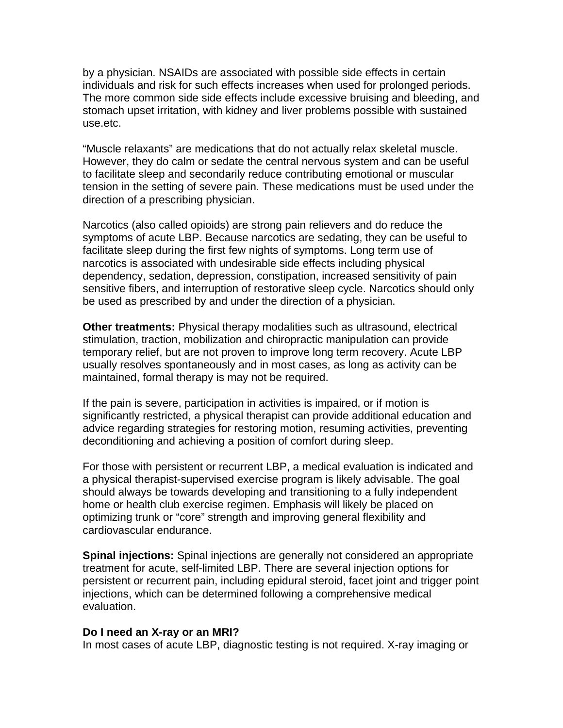by a physician. NSAIDs are associated with possible side effects in certain individuals and risk for such effects increases when used for prolonged periods. The more common side side effects include excessive bruising and bleeding, and stomach upset irritation, with kidney and liver problems possible with sustained use.etc.

“Muscle relaxants” are medications that do not actually relax skeletal muscle. However, they do calm or sedate the central nervous system and can be useful to facilitate sleep and secondarily reduce contributing emotional or muscular tension in the setting of severe pain. These medications must be used under the direction of a prescribing physician.

Narcotics (also called opioids) are strong pain relievers and do reduce the symptoms of acute LBP. Because narcotics are sedating, they can be useful to facilitate sleep during the first few nights of symptoms. Long term use of narcotics is associated with undesirable side effects including physical dependency, sedation, depression, constipation, increased sensitivity of pain sensitive fibers, and interruption of restorative sleep cycle. Narcotics should only be used as prescribed by and under the direction of a physician.

**Other treatments:** Physical therapy modalities such as ultrasound, electrical stimulation, traction, mobilization and chiropractic manipulation can provide temporary relief, but are not proven to improve long term recovery. Acute LBP usually resolves spontaneously and in most cases, as long as activity can be maintained, formal therapy is may not be required.

If the pain is severe, participation in activities is impaired, or if motion is significantly restricted, a physical therapist can provide additional education and advice regarding strategies for restoring motion, resuming activities, preventing deconditioning and achieving a position of comfort during sleep.

For those with persistent or recurrent LBP, a medical evaluation is indicated and a physical therapist-supervised exercise program is likely advisable. The goal should always be towards developing and transitioning to a fully independent home or health club exercise regimen. Emphasis will likely be placed on optimizing trunk or “core” strength and improving general flexibility and cardiovascular endurance.

**Spinal injections:** Spinal injections are generally not considered an appropriate treatment for acute, self-limited LBP. There are several injection options for persistent or recurrent pain, including epidural steroid, facet joint and trigger point injections, which can be determined following a comprehensive medical evaluation.

**Do I need an X-ray or an MRI?**

In most cases of acute LBP, diagnostic testing is not required. X-ray imaging or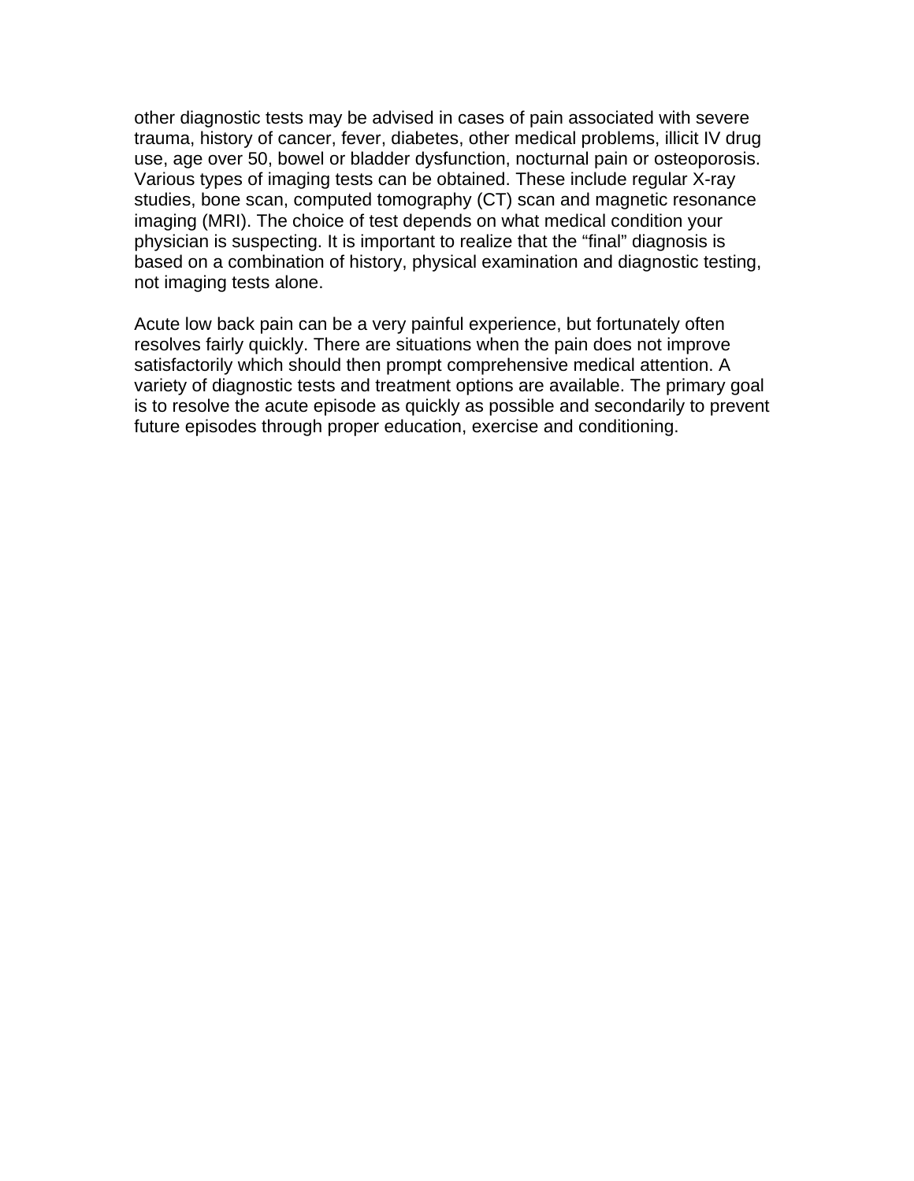other diagnostic tests may be advised in cases of pain associated with severe trauma, history of cancer, fever, diabetes, other medical problems, illicit IV drug use, age over 50, bowel or bladder dysfunction, nocturnal pain or osteoporosis. Various types of imaging tests can be obtained. These include regular X-ray studies, bone scan, computed tomography (CT) scan and magnetic resonance imaging (MRI). The choice of test depends on what medical condition your physician is suspecting. It is important to realize that the “final” diagnosis is based on a combination of history, physical examination and diagnostic testing, not imaging tests alone.

Acute low back pain can be a very painful experience, but fortunately often resolves fairly quickly. There are situations when the pain does not improve satisfactorily which should then prompt comprehensive medical attention. A variety of diagnostic tests and treatment options are available. The primary goal is to resolve the acute episode as quickly as possible and secondarily to prevent future episodes through proper education, exercise and conditioning.